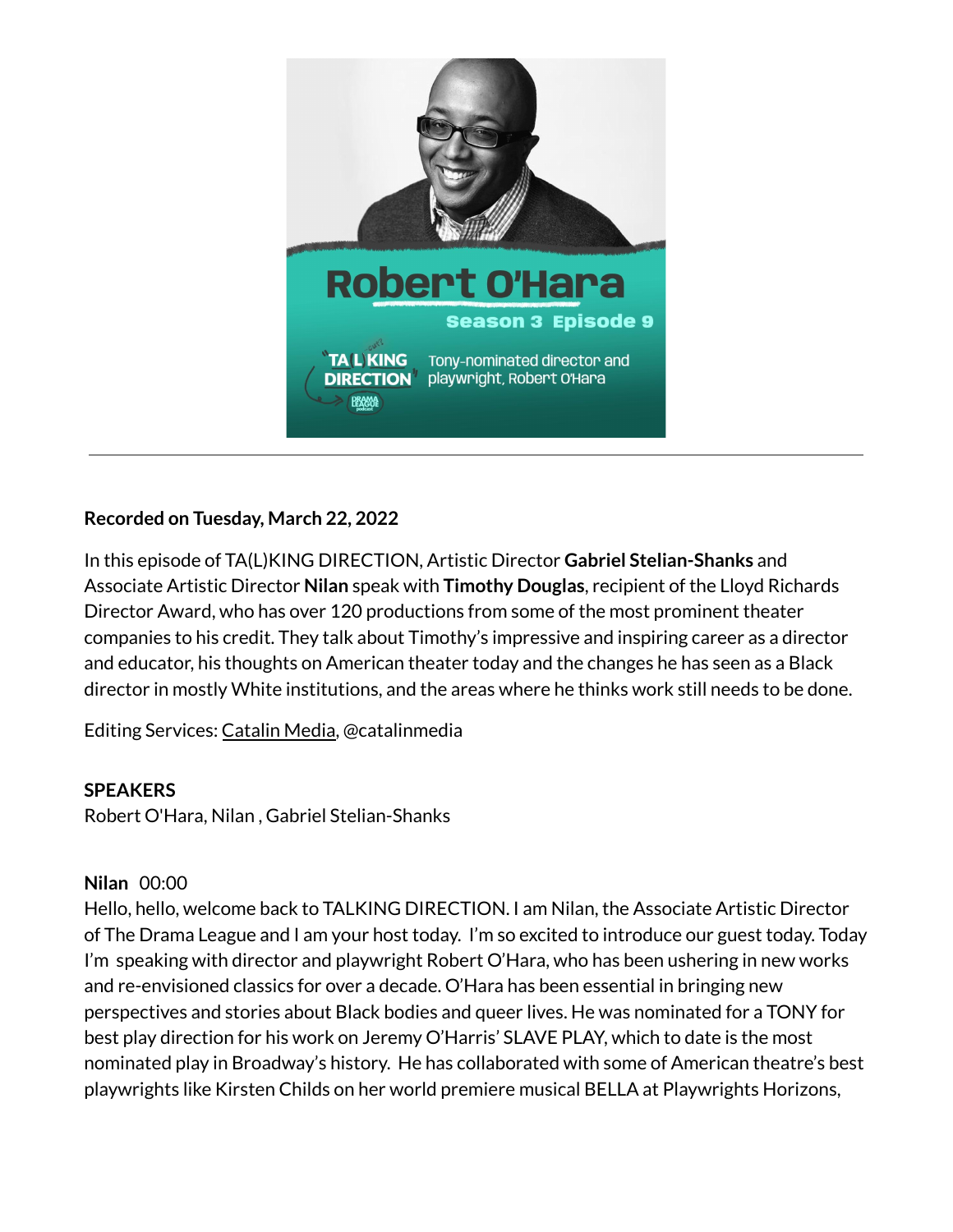**Recorded on Tuesday, March 22, 2022**

In this episode of TA(L)KING DIRECTION, Artistic Director **Gabriel Stelian-Shanks** and Associate Artistic Director **Nilan** speak with **Timothy Douglas**, recipient of the Lloyd Richards Director Award, who has over 120 productions from some of the most prominent theater companies to his credit. They talk about Timothy's impressive and inspiring career as a director and educator, his thoughts on American theater today and the changes he has seen as a Black director in mostly White institutions, and the areas where he thinks work still needs to be done.

Editing Services: Catalin Media, @catalinmedia

**SPEAKERS**

Robert O'Hara, Nilan , Gabriel Stelian-Shanks

**Nilan** 00:00

Hello, hello, welcome back to TALKING DIRECTION. I am Nilan, the Associate Artistic Director of The Drama League and I am your host today. I'm so excited to introduce our guest today. Today I'm speaking with director and playwright Robert O'Hara, who has been ushering in new works and re-envisioned classics for over a decade. O'Hara has been essential in bringing new perspectives and stories about Black bodies and queer lives. He was nominated for a TONY for best play direction for his work on Jeremy O'Harris' SLAVE PLAY, which to date is the most nominated play in Broadway's history. He has collaborated with some of American theatre's best playwrights like Kirsten Childs on her world premiere musical BELLA at Playwrights Horizons,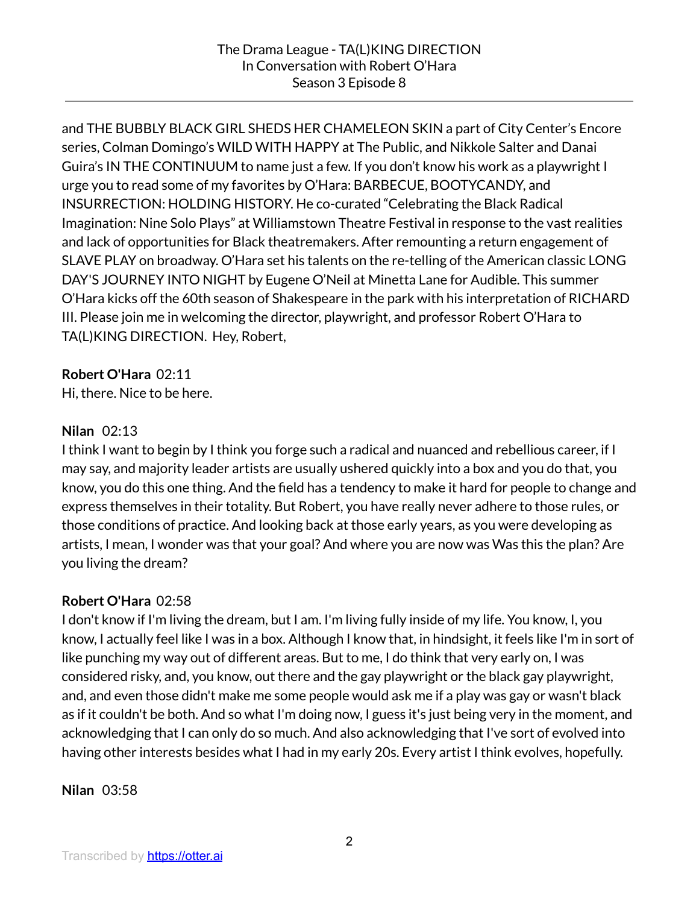and THE BUBBLY BLACK GIRL SHEDS HER CHAMELEON SKIN a part of City Center's Encore series, Colman Domingo's WILD WITH HAPPY at The Public, and Nikkole Salter and Danai Guira's IN THE CONTINUUM to name just a few. If you don't know his work as a playwright I urge you to read some of my favorites by O'Hara: BARBECUE, BOOTYCANDY, and INSURRECTION: HOLDING HISTORY. He co-curated "Celebrating the Black Radical Imagination: Nine Solo Plays" at Williamstown Theatre Festival in response to the vast realities and lack of opportunities for Black theatremakers. After remounting a return engagement of SLAVE PLAY on broadway. O'Hara set his talents on the re-telling of the American classic LONG DAY'S JOURNEY INTO NIGHT by Eugene O'Neil at Minetta Lane for Audible. This summer O'Hara kicks off the 60th season of Shakespeare in the park with his interpretation of RICHARD III. Please join me in welcoming the director, playwright, and professor Robert O'Hara to TA(L)KING DIRECTION. Hey, Robert,

**Robert O'Hara** 02:11
Hi, there. Nice to be here.

**Nilan** 02:13
I think I want to begin by I think you forge such a radical and nuanced and rebellious career, if I may say, and majority leader artists are usually ushered quickly into a box and you do that, you know, you do this one thing. And the field has a tendency to make it hard for people to change and express themselves in their totality. But Robert, you have really never adhere to those rules, or those conditions of practice. And looking back at those early years, as you were developing as artists, I mean, I wonder was that your goal? And where you are now was Was this the plan? Are you living the dream?

**Robert O'Hara** 02:58
I don't know if I'm living the dream, but I am. I'm living fully inside of my life. You know, I, you know, I actually feel like I was in a box. Although I know that, in hindsight, it feels like I'm in sort of like punching my way out of different areas. But to me, I do think that very early on, I was considered risky, and, you know, out there and the gay playwright or the black gay playwright, and, and even those didn't make me some people would ask me if a play was gay or wasn't black as if it couldn't be both. And so what I'm doing now, I guess it's just being very in the moment, and acknowledging that I can only do so much. And also acknowledging that I've sort of evolved into having other interests besides what I had in my early 20s. Every artist I think evolves, hopefully.

**Nilan** 03:58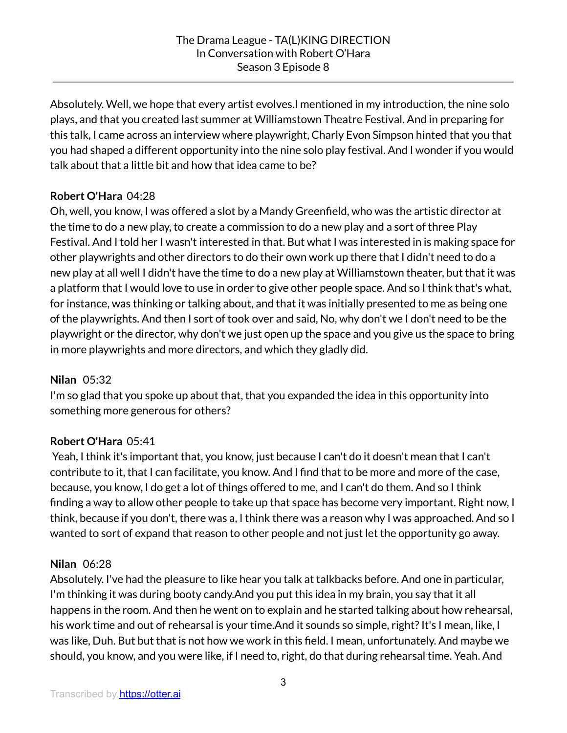Absolutely. Well, we hope that every artist evolves.I mentioned in my introduction, the nine solo plays, and that you created last summer at Williamstown Theatre Festival. And in preparing for this talk, I came across an interview where playwright, Charly Evon Simpson hinted that you that you had shaped a different opportunity into the nine solo play festival. And I wonder if you would talk about that a little bit and how that idea came to be?

**Robert O'Hara** 04:28
Oh, well, you know, I was offered a slot by a Mandy Greenfield, who was the artistic director at the time to do a new play, to create a commission to do a new play and a sort of three Play Festival. And I told her I wasn't interested in that. But what I was interested in is making space for other playwrights and other directors to do their own work up there that I didn't need to do a new play at all well I didn't have the time to do a new play at Williamstown theater, but that it was a platform that I would love to use in order to give other people space. And so I think that's what, for instance, was thinking or talking about, and that it was initially presented to me as being one of the playwrights. And then I sort of took over and said, No, why don't we I don't need to be the playwright or the director, why don't we just open up the space and you give us the space to bring in more playwrights and more directors, and which they gladly did.

**Nilan** 05:32
I'm so glad that you spoke up about that, that you expanded the idea in this opportunity into something more generous for others?

**Robert O'Hara** 05:41
Yeah, I think it's important that, you know, just because I can't do it doesn't mean that I can't contribute to it, that I can facilitate, you know. And I find that to be more and more of the case, because, you know, I do get a lot of things offered to me, and I can't do them. And so I think finding a way to allow other people to take up that space has become very important. Right now, I think, because if you don't, there was a, I think there was a reason why I was approached. And so I wanted to sort of expand that reason to other people and not just let the opportunity go away.

**Nilan** 06:28
Absolutely. I've had the pleasure to like hear you talk at talkbacks before. And one in particular, I'm thinking it was during booty candy.And you put this idea in my brain, you say that it all happens in the room. And then he went on to explain and he started talking about how rehearsal, his work time and out of rehearsal is your time.And it sounds so simple, right? It's I mean, like, I was like, Duh. But but that is not how we work in this field. I mean, unfortunately. And maybe we should, you know, and you were like, if I need to, right, do that during rehearsal time. Yeah. And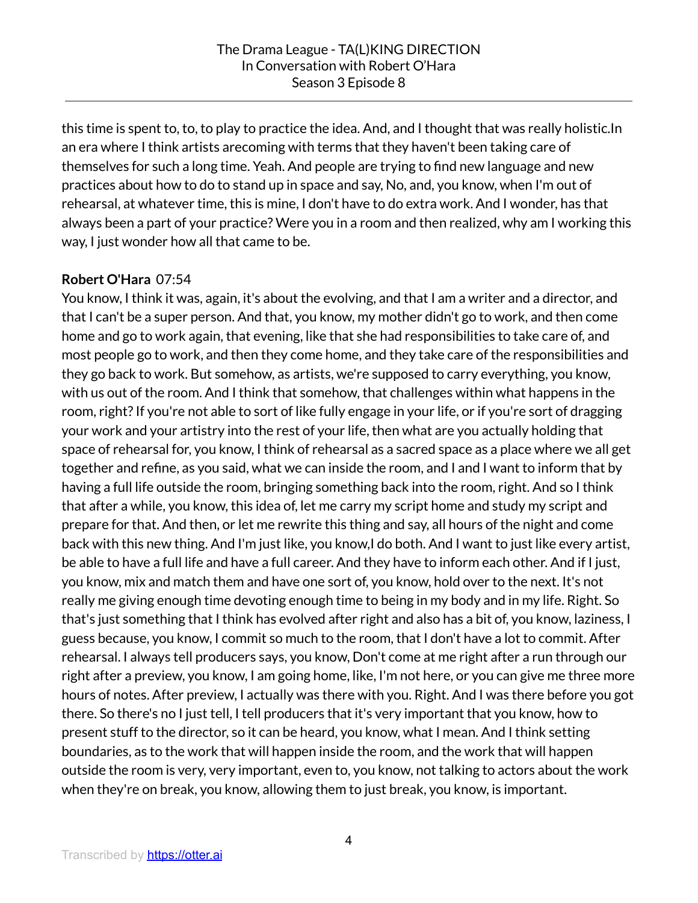this time is spent to, to, to play to practice the idea. And, and I thought that was really holistic.In an era where I think artists arecoming with terms that they haven't been taking care of themselves for such a long time. Yeah. And people are trying to find new language and new practices about how to do to stand up in space and say, No, and, you know, when I'm out of rehearsal, at whatever time, this is mine, I don't have to do extra work. And I wonder, has that always been a part of your practice? Were you in a room and then realized, why am I working this way, I just wonder how all that came to be.

**Robert O'Hara** 07:54

You know, I think it was, again, it's about the evolving, and that I am a writer and a director, and that I can't be a super person. And that, you know, my mother didn't go to work, and then come home and go to work again, that evening, like that she had responsibilities to take care of, and most people go to work, and then they come home, and they take care of the responsibilities and they go back to work. But somehow, as artists, we're supposed to carry everything, you know, with us out of the room. And I think that somehow, that challenges within what happens in the room, right? If you're not able to sort of like fully engage in your life, or if you're sort of dragging your work and your artistry into the rest of your life, then what are you actually holding that space of rehearsal for, you know, I think of rehearsal as a sacred space as a place where we all get together and refine, as you said, what we can inside the room, and I and I want to inform that by having a full life outside the room, bringing something back into the room, right. And so I think that after a while, you know, this idea of, let me carry my script home and study my script and prepare for that. And then, or let me rewrite this thing and say, all hours of the night and come back with this new thing. And I'm just like, you know,I do both. And I want to just like every artist, be able to have a full life and have a full career. And they have to inform each other. And if I just, you know, mix and match them and have one sort of, you know, hold over to the next. It's not really me giving enough time devoting enough time to being in my body and in my life. Right. So that's just something that I think has evolved after right and also has a bit of, you know, laziness, I guess because, you know, I commit so much to the room, that I don't have a lot to commit. After rehearsal. I always tell producers says, you know, Don't come at me right after a run through our right after a preview, you know, I am going home, like, I'm not here, or you can give me three more hours of notes. After preview, I actually was there with you. Right. And I was there before you got there. So there's no I just tell, I tell producers that it's very important that you know, how to present stuff to the director, so it can be heard, you know, what I mean. And I think setting boundaries, as to the work that will happen inside the room, and the work that will happen outside the room is very, very important, even to, you know, not talking to actors about the work when they're on break, you know, allowing them to just break, you know, is important.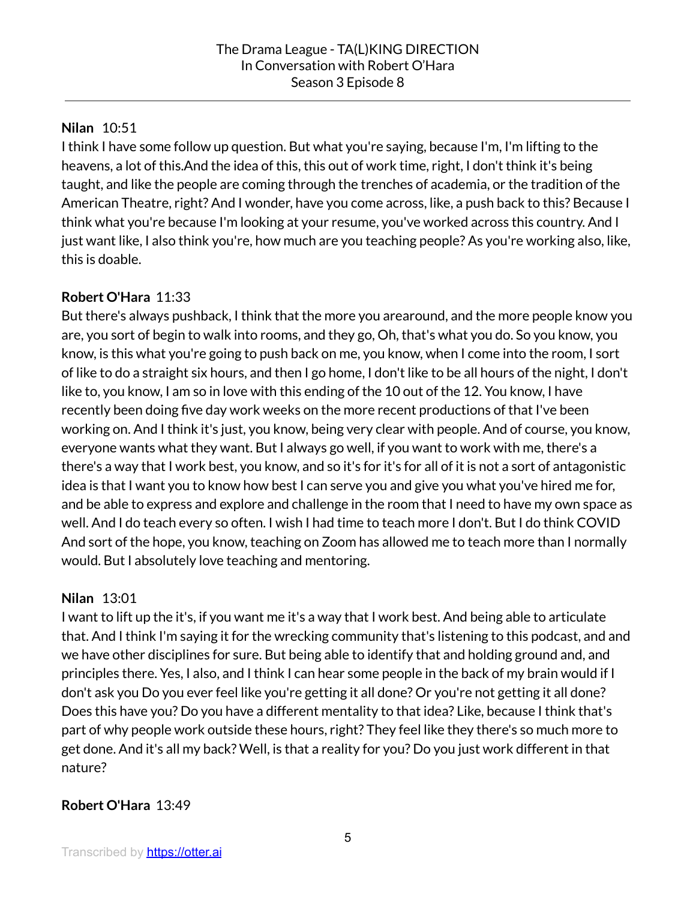**Nilan** 10:51
I think I have some follow up question. But what you're saying, because I'm, I'm lifting to the heavens, a lot of this.And the idea of this, this out of work time, right, I don't think it's being taught, and like the people are coming through the trenches of academia, or the tradition of the American Theatre, right? And I wonder, have you come across, like, a push back to this? Because I think what you're because I'm looking at your resume, you've worked across this country. And I just want like, I also think you're, how much are you teaching people? As you're working also, like, this is doable.

**Robert O'Hara** 11:33
But there's always pushback, I think that the more you arearound, and the more people know you are, you sort of begin to walk into rooms, and they go, Oh, that's what you do. So you know, you know, is this what you're going to push back on me, you know, when I come into the room, I sort of like to do a straight six hours, and then I go home, I don't like to be all hours of the night, I don't like to, you know, I am so in love with this ending of the 10 out of the 12. You know, I have recently been doing five day work weeks on the more recent productions of that I've been working on. And I think it's just, you know, being very clear with people. And of course, you know, everyone wants what they want. But I always go well, if you want to work with me, there's a there's a way that I work best, you know, and so it's for it's for all of it is not a sort of antagonistic idea is that I want you to know how best I can serve you and give you what you've hired me for, and be able to express and explore and challenge in the room that I need to have my own space as well. And I do teach every so often. I wish I had time to teach more I don't. But I do think COVID And sort of the hope, you know, teaching on Zoom has allowed me to teach more than I normally would. But I absolutely love teaching and mentoring.

**Nilan** 13:01
I want to lift up the it's, if you want me it's a way that I work best. And being able to articulate that. And I think I'm saying it for the wrecking community that's listening to this podcast, and and we have other disciplines for sure. But being able to identify that and holding ground and, and principles there. Yes, I also, and I think I can hear some people in the back of my brain would if I don't ask you Do you ever feel like you're getting it all done? Or you're not getting it all done? Does this have you? Do you have a different mentality to that idea? Like, because I think that's part of why people work outside these hours, right? They feel like they there's so much more to get done. And it's all my back? Well, is that a reality for you? Do you just work different in that nature?

**Robert O'Hara** 13:49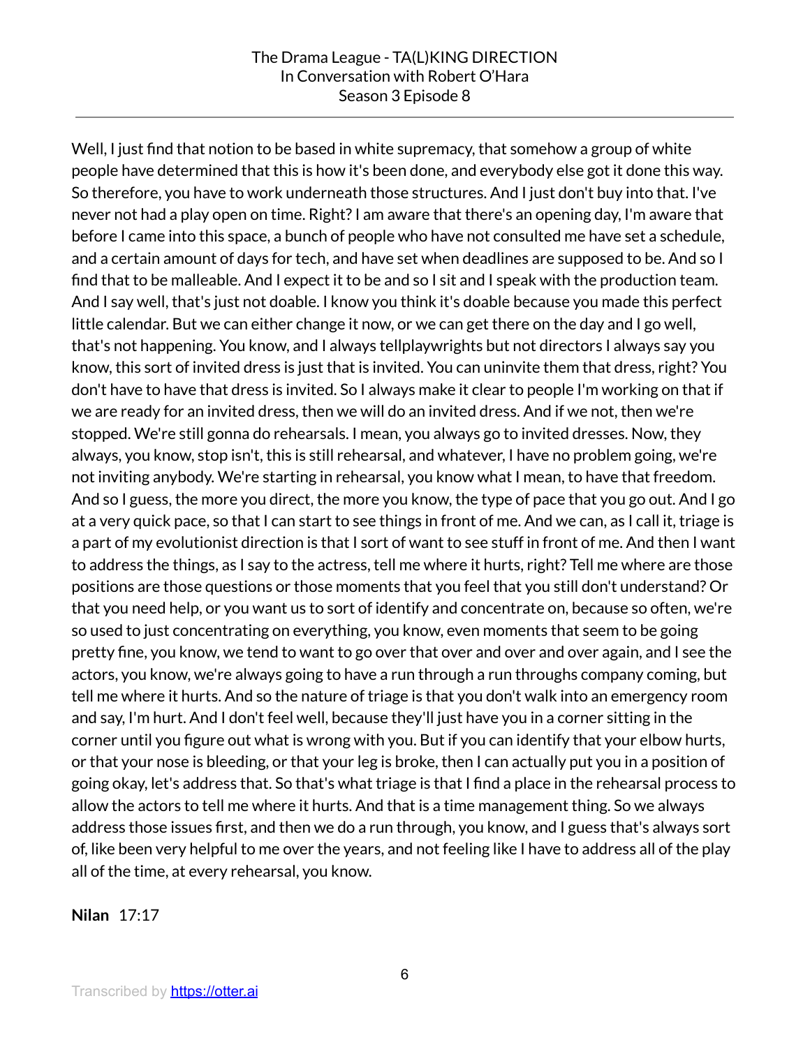Well, I just find that notion to be based in white supremacy, that somehow a group of white people have determined that this is how it's been done, and everybody else got it done this way. So therefore, you have to work underneath those structures. And I just don't buy into that. I've never not had a play open on time. Right? I am aware that there's an opening day, I'm aware that before I came into this space, a bunch of people who have not consulted me have set a schedule, and a certain amount of days for tech, and have set when deadlines are supposed to be. And so I find that to be malleable. And I expect it to be and so I sit and I speak with the production team. And I say well, that's just not doable. I know you think it's doable because you made this perfect little calendar. But we can either change it now, or we can get there on the day and I go well, that's not happening. You know, and I always tellplaywrights but not directors I always say you know, this sort of invited dress is just that is invited. You can uninvite them that dress, right? You don't have to have that dress is invited. So I always make it clear to people I'm working on that if we are ready for an invited dress, then we will do an invited dress. And if we not, then we're stopped. We're still gonna do rehearsals. I mean, you always go to invited dresses. Now, they always, you know, stop isn't, this is still rehearsal, and whatever, I have no problem going, we're not inviting anybody. We're starting in rehearsal, you know what I mean, to have that freedom. And so I guess, the more you direct, the more you know, the type of pace that you go out. And I go at a very quick pace, so that I can start to see things in front of me. And we can, as I call it, triage is a part of my evolutionist direction is that I sort of want to see stuff in front of me. And then I want to address the things, as I say to the actress, tell me where it hurts, right? Tell me where are those positions are those questions or those moments that you feel that you still don't understand? Or that you need help, or you want us to sort of identify and concentrate on, because so often, we're so used to just concentrating on everything, you know, even moments that seem to be going pretty fine, you know, we tend to want to go over that over and over and over again, and I see the actors, you know, we're always going to have a run through a run throughs company coming, but tell me where it hurts. And so the nature of triage is that you don't walk into an emergency room and say, I'm hurt. And I don't feel well, because they'll just have you in a corner sitting in the corner until you figure out what is wrong with you. But if you can identify that your elbow hurts, or that your nose is bleeding, or that your leg is broke, then I can actually put you in a position of going okay, let's address that. So that's what triage is that I find a place in the rehearsal process to allow the actors to tell me where it hurts. And that is a time management thing. So we always address those issues first, and then we do a run through, you know, and I guess that's always sort of, like been very helpful to me over the years, and not feeling like I have to address all of the play all of the time, at every rehearsal, you know.

**Nilan** 17:17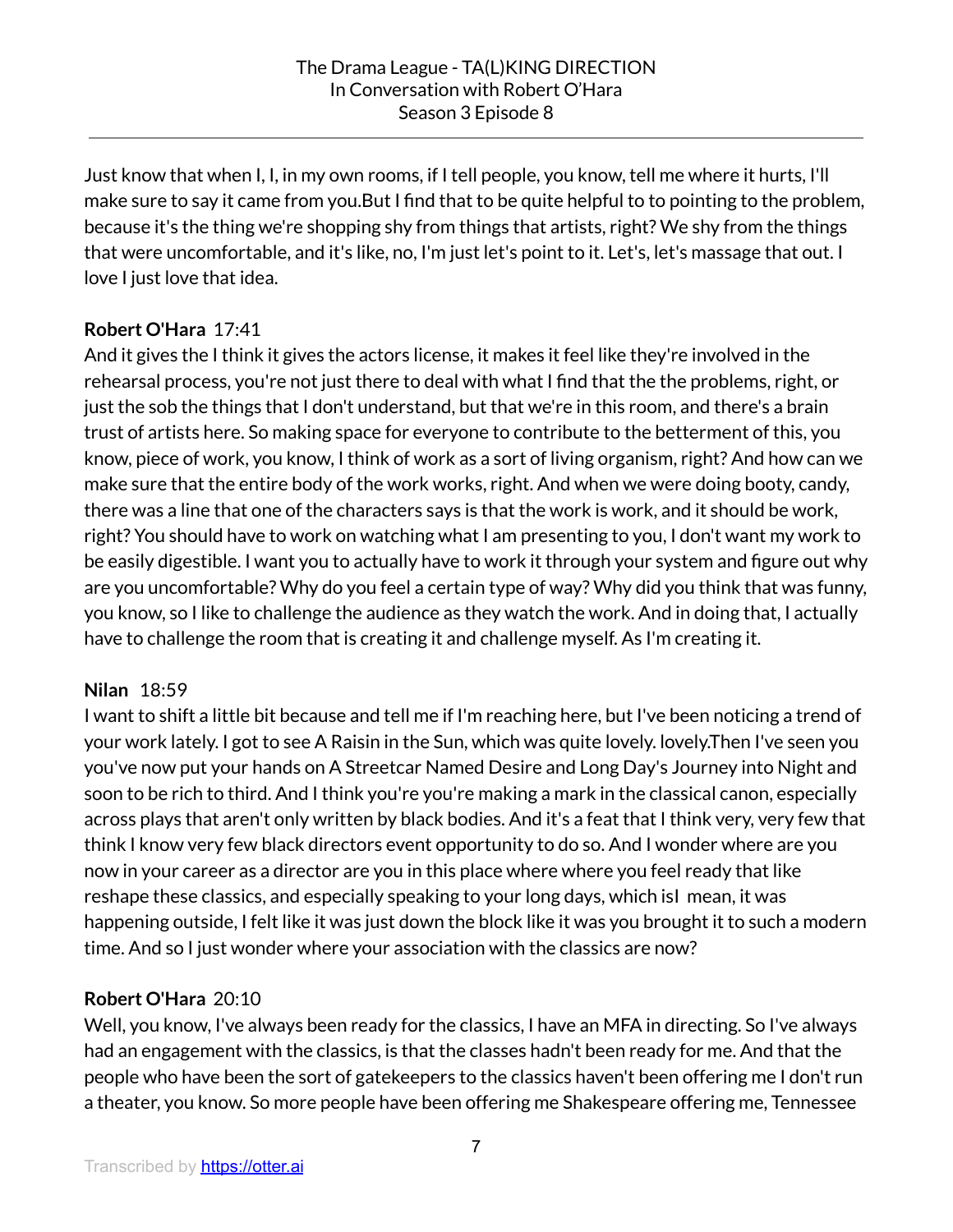Just know that when I, I, in my own rooms, if I tell people, you know, tell me where it hurts, I'll make sure to say it came from you.But I find that to be quite helpful to to pointing to the problem, because it's the thing we're shopping shy from things that artists, right? We shy from the things that were uncomfortable, and it's like, no, I'm just let's point to it. Let's, let's massage that out. I love I just love that idea.

**Robert O'Hara** 17:41
And it gives the I think it gives the actors license, it makes it feel like they're involved in the rehearsal process, you're not just there to deal with what I find that the the problems, right, or just the sob the things that I don't understand, but that we're in this room, and there's a brain trust of artists here. So making space for everyone to contribute to the betterment of this, you know, piece of work, you know, I think of work as a sort of living organism, right? And how can we make sure that the entire body of the work works, right. And when we were doing booty, candy, there was a line that one of the characters says is that the work is work, and it should be work, right? You should have to work on watching what I am presenting to you, I don't want my work to be easily digestible. I want you to actually have to work it through your system and figure out why are you uncomfortable? Why do you feel a certain type of way? Why did you think that was funny, you know, so I like to challenge the audience as they watch the work. And in doing that, I actually have to challenge the room that is creating it and challenge myself. As I'm creating it.

**Nilan** 18:59
I want to shift a little bit because and tell me if I'm reaching here, but I've been noticing a trend of your work lately. I got to see A Raisin in the Sun, which was quite lovely. lovely.Then I've seen you you've now put your hands on A Streetcar Named Desire and Long Day's Journey into Night and soon to be rich to third. And I think you're you're making a mark in the classical canon, especially across plays that aren't only written by black bodies. And it's a feat that I think very, very few that think I know very few black directors event opportunity to do so. And I wonder where are you now in your career as a director are you in this place where where you feel ready that like reshape these classics, and especially speaking to your long days, which isI mean, it was happening outside, I felt like it was just down the block like it was you brought it to such a modern time. And so I just wonder where your association with the classics are now?

**Robert O'Hara** 20:10
Well, you know, I've always been ready for the classics, I have an MFA in directing. So I've always had an engagement with the classics, is that the classes hadn't been ready for me. And that the people who have been the sort of gatekeepers to the classics haven't been offering me I don't run a theater, you know. So more people have been offering me Shakespeare offering me, Tennessee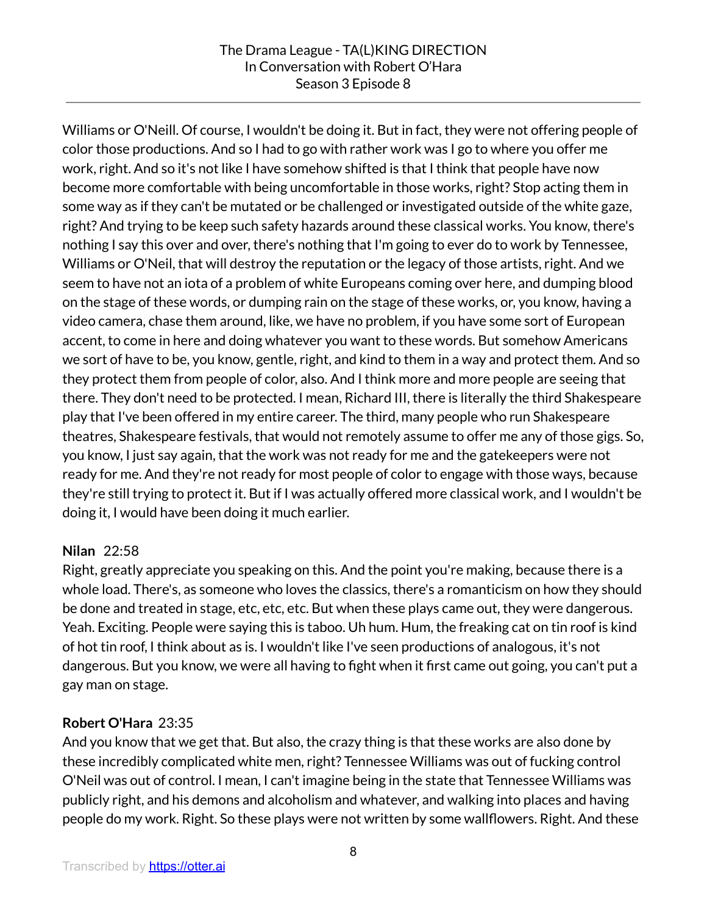Williams or O'Neill. Of course, I wouldn't be doing it. But in fact, they were not offering people of color those productions. And so I had to go with rather work was I go to where you offer me work, right. And so it's not like I have somehow shifted is that I think that people have now become more comfortable with being uncomfortable in those works, right? Stop acting them in some way as if they can't be mutated or be challenged or investigated outside of the white gaze, right? And trying to be keep such safety hazards around these classical works. You know, there's nothing I say this over and over, there's nothing that I'm going to ever do to work by Tennessee, Williams or O'Neil, that will destroy the reputation or the legacy of those artists, right. And we seem to have not an iota of a problem of white Europeans coming over here, and dumping blood on the stage of these words, or dumping rain on the stage of these works, or, you know, having a video camera, chase them around, like, we have no problem, if you have some sort of European accent, to come in here and doing whatever you want to these words. But somehow Americans we sort of have to be, you know, gentle, right, and kind to them in a way and protect them. And so they protect them from people of color, also. And I think more and more people are seeing that there. They don't need to be protected. I mean, Richard III, there is literally the third Shakespeare play that I've been offered in my entire career. The third, many people who run Shakespeare theatres, Shakespeare festivals, that would not remotely assume to offer me any of those gigs. So, you know, I just say again, that the work was not ready for me and the gatekeepers were not ready for me. And they're not ready for most people of color to engage with those ways, because they're still trying to protect it. But if I was actually offered more classical work, and I wouldn't be doing it, I would have been doing it much earlier.

**Nilan** 22:58
Right, greatly appreciate you speaking on this. And the point you're making, because there is a whole load. There's, as someone who loves the classics, there's a romanticism on how they should be done and treated in stage, etc, etc, etc. But when these plays came out, they were dangerous. Yeah. Exciting. People were saying this is taboo. Uh hum. Hum, the freaking cat on tin roof is kind of hot tin roof, I think about as is. I wouldn't like I've seen productions of analogous, it's not dangerous. But you know, we were all having to fight when it first came out going, you can't put a gay man on stage.

**Robert O'Hara** 23:35
And you know that we get that. But also, the crazy thing is that these works are also done by these incredibly complicated white men, right? Tennessee Williams was out of fucking control O'Neil was out of control. I mean, I can't imagine being in the state that Tennessee Williams was publicly right, and his demons and alcoholism and whatever, and walking into places and having people do my work. Right. So these plays were not written by some wallflowers. Right. And these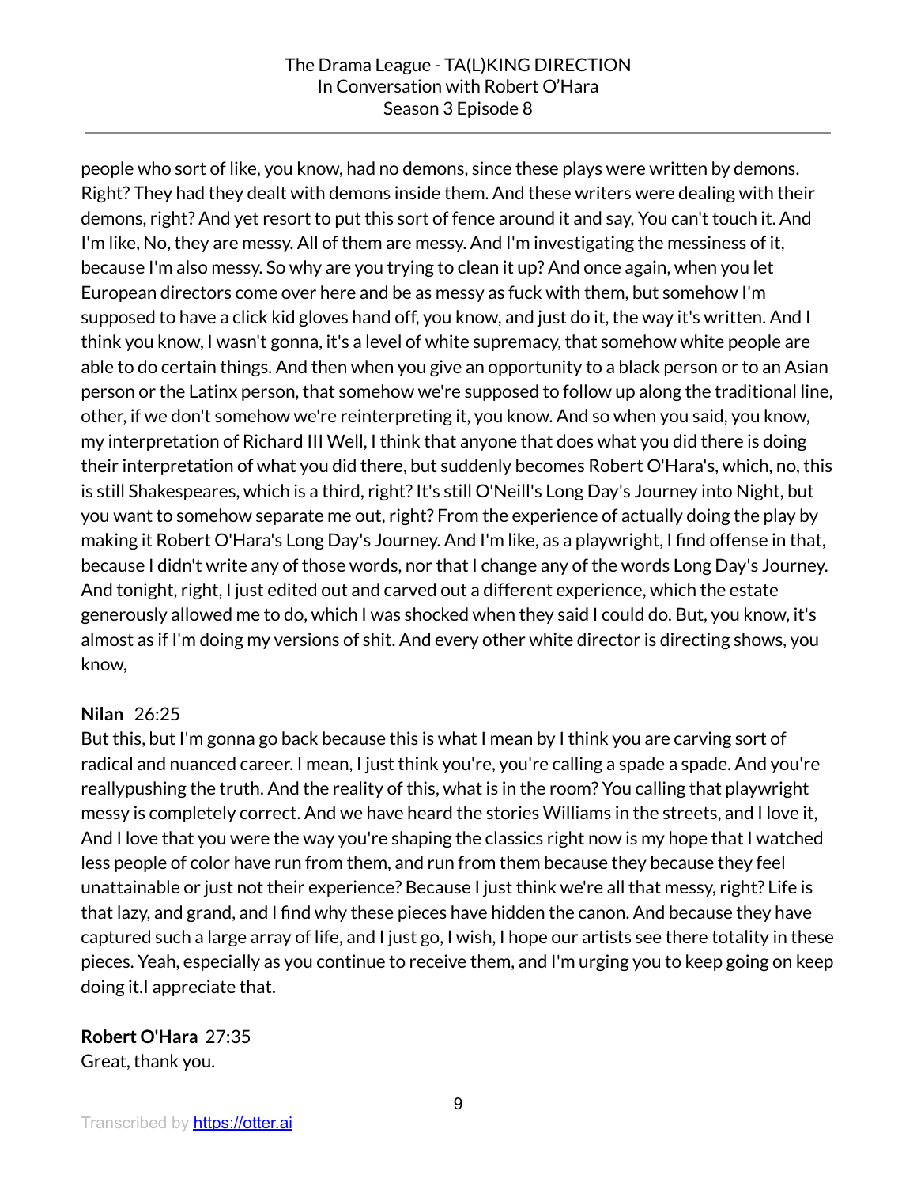people who sort of like, you know, had no demons, since these plays were written by demons. Right? They had they dealt with demons inside them. And these writers were dealing with their demons, right? And yet resort to put this sort of fence around it and say, You can't touch it. And I'm like, No, they are messy. All of them are messy. And I'm investigating the messiness of it, because I'm also messy. So why are you trying to clean it up? And once again, when you let European directors come over here and be as messy as fuck with them, but somehow I'm supposed to have a click kid gloves hand off, you know, and just do it, the way it's written. And I think you know, I wasn't gonna, it's a level of white supremacy, that somehow white people are able to do certain things. And then when you give an opportunity to a black person or to an Asian person or the Latinx person, that somehow we're supposed to follow up along the traditional line, other, if we don't somehow we're reinterpreting it, you know. And so when you said, you know, my interpretation of Richard III Well, I think that anyone that does what you did there is doing their interpretation of what you did there, but suddenly becomes Robert O'Hara's, which, no, this is still Shakespeares, which is a third, right? It's still O'Neill's Long Day's Journey into Night, but you want to somehow separate me out, right? From the experience of actually doing the play by making it Robert O'Hara's Long Day's Journey. And I'm like, as a playwright, I find offense in that, because I didn't write any of those words, nor that I change any of the words Long Day's Journey. And tonight, right, I just edited out and carved out a different experience, which the estate generously allowed me to do, which I was shocked when they said I could do. But, you know, it's almost as if I'm doing my versions of shit. And every other white director is directing shows, you know,

**Nilan** 26:25
But this, but I'm gonna go back because this is what I mean by I think you are carving sort of radical and nuanced career. I mean, I just think you're, you're calling a spade a spade. And you're reallypushing the truth. And the reality of this, what is in the room? You calling that playwright messy is completely correct. And we have heard the stories Williams in the streets, and I love it, And I love that you were the way you're shaping the classics right now is my hope that I watched less people of color have run from them, and run from them because they because they feel unattainable or just not their experience? Because I just think we're all that messy, right? Life is that lazy, and grand, and I find why these pieces have hidden the canon. And because they have captured such a large array of life, and I just go, I wish, I hope our artists see there totality in these pieces. Yeah, especially as you continue to receive them, and I'm urging you to keep going on keep doing it.I appreciate that.

**Robert O'Hara** 27:35
Great, thank you.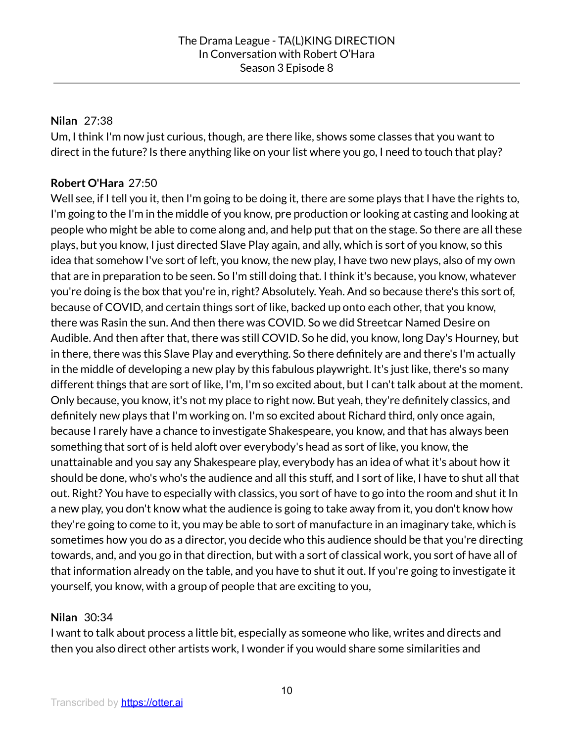**Nilan** 27:38
Um, I think I'm now just curious, though, are there like, shows some classes that you want to direct in the future? Is there anything like on your list where you go, I need to touch that play?

**Robert O'Hara** 27:50
Well see, if I tell you it, then I'm going to be doing it, there are some plays that I have the rights to, I'm going to the I'm in the middle of you know, pre production or looking at casting and looking at people who might be able to come along and, and help put that on the stage. So there are all these plays, but you know, I just directed Slave Play again, and ally, which is sort of you know, so this idea that somehow I've sort of left, you know, the new play, I have two new plays, also of my own that are in preparation to be seen. So I'm still doing that. I think it's because, you know, whatever you're doing is the box that you're in, right? Absolutely. Yeah. And so because there's this sort of, because of COVID, and certain things sort of like, backed up onto each other, that you know, there was Rasin the sun. And then there was COVID. So we did Streetcar Named Desire on Audible. And then after that, there was still COVID. So he did, you know, long Day's Hourney, but in there, there was this Slave Play and everything. So there definitely are and there's I'm actually in the middle of developing a new play by this fabulous playwright. It's just like, there's so many different things that are sort of like, I'm, I'm so excited about, but I can't talk about at the moment. Only because, you know, it's not my place to right now. But yeah, they're definitely classics, and definitely new plays that I'm working on. I'm so excited about Richard third, only once again, because I rarely have a chance to investigate Shakespeare, you know, and that has always been something that sort of is held aloft over everybody's head as sort of like, you know, the unattainable and you say any Shakespeare play, everybody has an idea of what it's about how it should be done, who's who's the audience and all this stuff, and I sort of like, I have to shut all that out. Right? You have to especially with classics, you sort of have to go into the room and shut it In a new play, you don't know what the audience is going to take away from it, you don't know how they're going to come to it, you may be able to sort of manufacture in an imaginary take, which is sometimes how you do as a director, you decide who this audience should be that you're directing towards, and, and you go in that direction, but with a sort of classical work, you sort of have all of that information already on the table, and you have to shut it out. If you're going to investigate it yourself, you know, with a group of people that are exciting to you,

**Nilan** 30:34
I want to talk about process a little bit, especially as someone who like, writes and directs and then you also direct other artists work, I wonder if you would share some similarities and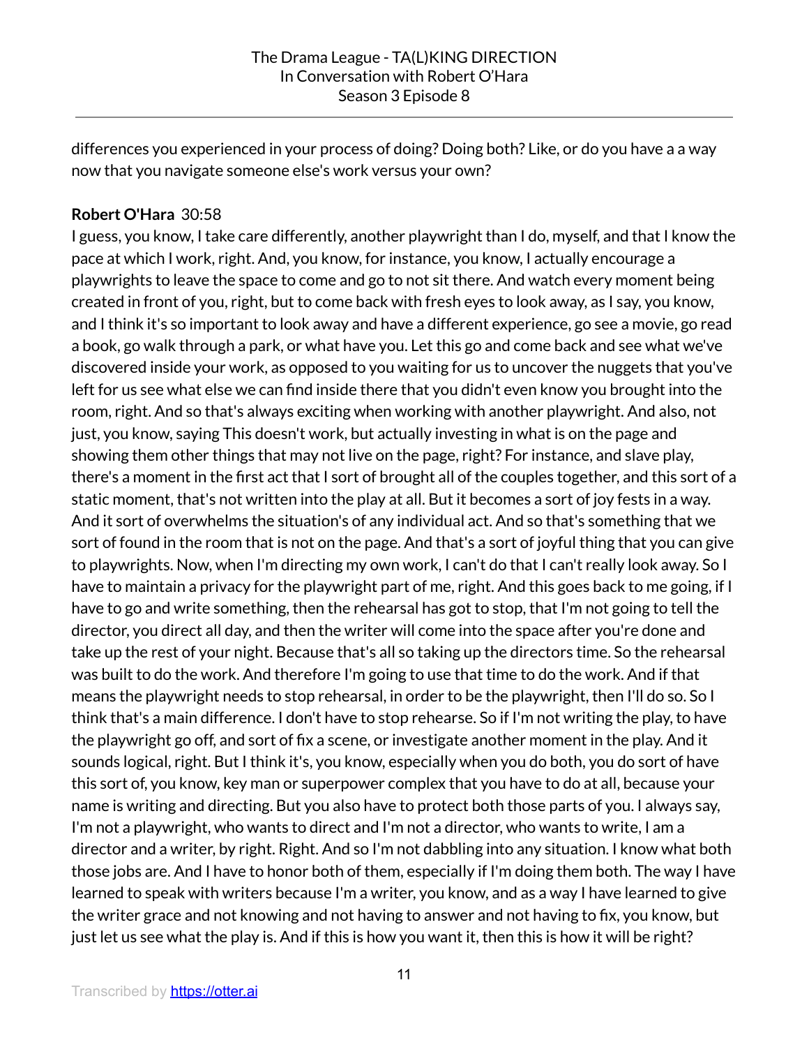differences you experienced in your process of doing? Doing both? Like, or do you have a a way now that you navigate someone else's work versus your own?

**Robert O'Hara** 30:58
I guess, you know, I take care differently, another playwright than I do, myself, and that I know the pace at which I work, right. And, you know, for instance, you know, I actually encourage a playwrights to leave the space to come and go to not sit there. And watch every moment being created in front of you, right, but to come back with fresh eyes to look away, as I say, you know, and I think it's so important to look away and have a different experience, go see a movie, go read a book, go walk through a park, or what have you. Let this go and come back and see what we've discovered inside your work, as opposed to you waiting for us to uncover the nuggets that you've left for us see what else we can find inside there that you didn't even know you brought into the room, right. And so that's always exciting when working with another playwright. And also, not just, you know, saying This doesn't work, but actually investing in what is on the page and showing them other things that may not live on the page, right? For instance, and slave play, there's a moment in the first act that I sort of brought all of the couples together, and this sort of a static moment, that's not written into the play at all. But it becomes a sort of joy fests in a way. And it sort of overwhelms the situation's of any individual act. And so that's something that we sort of found in the room that is not on the page. And that's a sort of joyful thing that you can give to playwrights. Now, when I'm directing my own work, I can't do that I can't really look away. So I have to maintain a privacy for the playwright part of me, right. And this goes back to me going, if I have to go and write something, then the rehearsal has got to stop, that I'm not going to tell the director, you direct all day, and then the writer will come into the space after you're done and take up the rest of your night. Because that's all so taking up the directors time. So the rehearsal was built to do the work. And therefore I'm going to use that time to do the work. And if that means the playwright needs to stop rehearsal, in order to be the playwright, then I'll do so. So I think that's a main difference. I don't have to stop rehearse. So if I'm not writing the play, to have the playwright go off, and sort of fix a scene, or investigate another moment in the play. And it sounds logical, right. But I think it's, you know, especially when you do both, you do sort of have this sort of, you know, key man or superpower complex that you have to do at all, because your name is writing and directing. But you also have to protect both those parts of you. I always say, I'm not a playwright, who wants to direct and I'm not a director, who wants to write, I am a director and a writer, by right. Right. And so I'm not dabbling into any situation. I know what both those jobs are. And I have to honor both of them, especially if I'm doing them both. The way I have learned to speak with writers because I'm a writer, you know, and as a way I have learned to give the writer grace and not knowing and not having to answer and not having to fix, you know, but just let us see what the play is. And if this is how you want it, then this is how it will be right?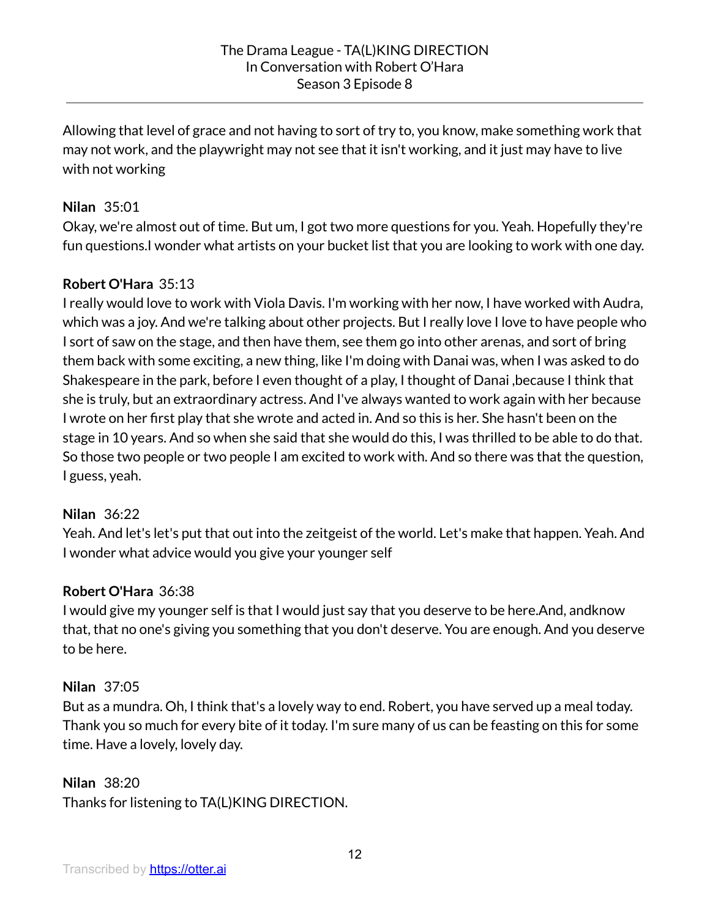Allowing that level of grace and not having to sort of try to, you know, make something work that may not work, and the playwright may not see that it isn't working, and it just may have to live with not working

**Nilan** 35:01
Okay, we're almost out of time. But um, I got two more questions for you. Yeah. Hopefully they're fun questions.I wonder what artists on your bucket list that you are looking to work with one day.

**Robert O'Hara** 35:13
I really would love to work with Viola Davis. I'm working with her now, I have worked with Audra, which was a joy. And we're talking about other projects. But I really love I love to have people who I sort of saw on the stage, and then have them, see them go into other arenas, and sort of bring them back with some exciting, a new thing, like I'm doing with Danai was, when I was asked to do Shakespeare in the park, before I even thought of a play, I thought of Danai ,because I think that she is truly, but an extraordinary actress. And I've always wanted to work again with her because I wrote on her first play that she wrote and acted in. And so this is her. She hasn't been on the stage in 10 years. And so when she said that she would do this, I was thrilled to be able to do that. So those two people or two people I am excited to work with. And so there was that the question, I guess, yeah.

**Nilan** 36:22
Yeah. And let's let's put that out into the zeitgeist of the world. Let's make that happen. Yeah. And I wonder what advice would you give your younger self

**Robert O'Hara** 36:38
I would give my younger self is that I would just say that you deserve to be here.And, andknow that, that no one's giving you something that you don't deserve. You are enough. And you deserve to be here.

**Nilan** 37:05
But as a mundra. Oh, I think that's a lovely way to end. Robert, you have served up a meal today. Thank you so much for every bite of it today. I'm sure many of us can be feasting on this for some time. Have a lovely, lovely day.

**Nilan** 38:20
Thanks for listening to TA(L)KING DIRECTION.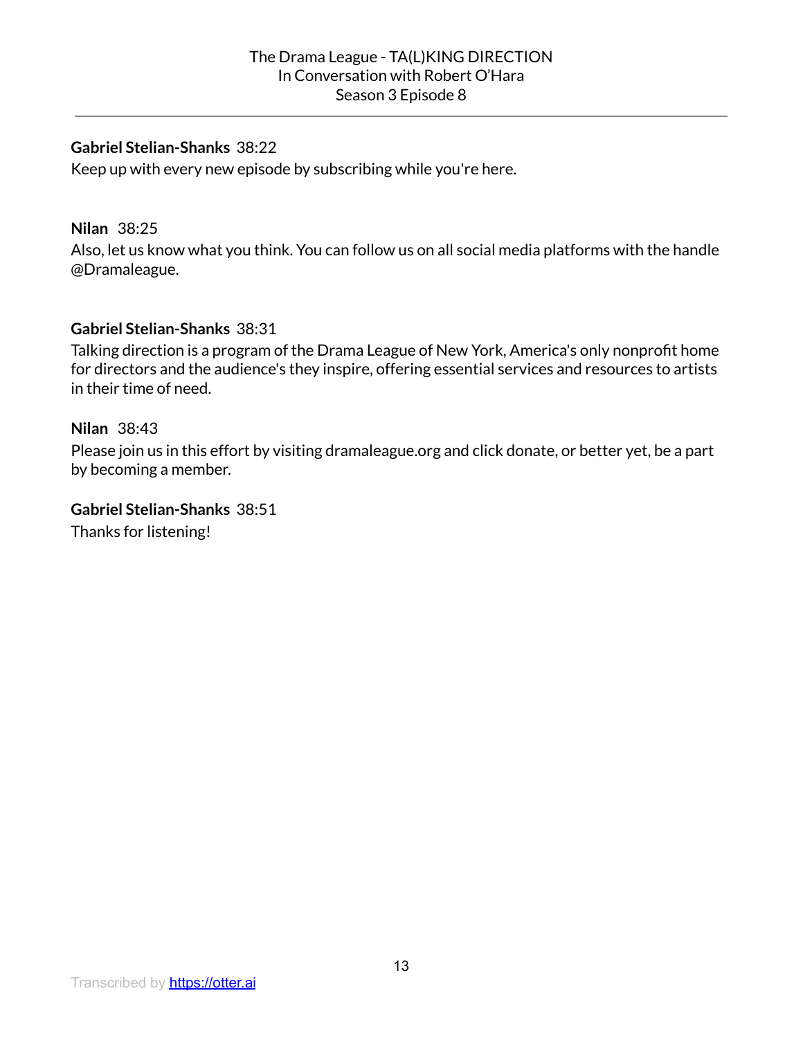**Gabriel Stelian-Shanks** 38:22
Keep up with every new episode by subscribing while you're here.

**Nilan** 38:25
Also, let us know what you think. You can follow us on all social media platforms with the handle @Dramaleague.

**Gabriel Stelian-Shanks** 38:31
Talking direction is a program of the Drama League of New York, America's only nonprofit home for directors and the audience's they inspire, offering essential services and resources to artists in their time of need.

**Nilan** 38:43
Please join us in this effort by visiting dramaleague.org and click donate, or better yet, be a part by becoming a member.

**Gabriel Stelian-Shanks** 38:51
Thanks for listening!